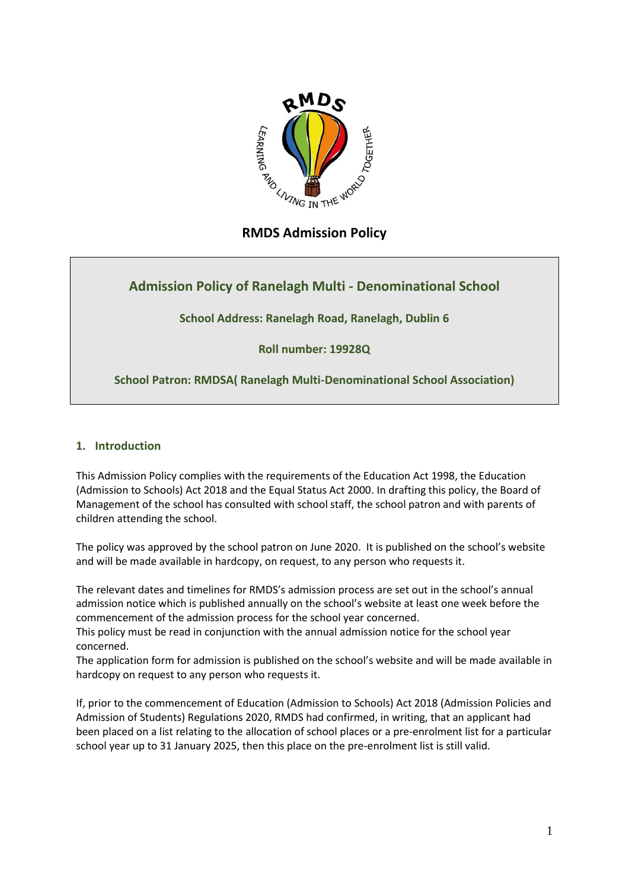# RMDS Admission Policy

## Admission Policy of Ranelagh Multi - Denominational School

**School Address: Ranelagh Road, Ranelagh, Dublin 6**

**Roll number: 19928Q**

**School Patron: RMDSA( Ranelagh Multi-Denominational School Association)**

## 1. Introduction

This Admission Policy complies with the requirements of the Education Act 1998, the Education (Admission to Schools) Act 2018 and the Equal Status Act 2000. In drafting this policy, the Board of Management of the school has consulted with school staff, the school patron and with parents of children attending the school.

The policy was approved by the school patron on June 2020. It is published on the school's website and will be made available in hardcopy, on request, to any person who requests it.

The relevant dates and timelines for RMDS's admission process are set out in the school's annual admission notice which is published annually on the school's website at least one week before the commencement of the admission process for the school year concerned.

This policy must be read in conjunction with the annual admission notice for the school year concerned.

The application form for admission is published on the school's website and will be made available in hardcopy on request to any person who requests it.

If, prior to the commencement of Education (Admission to Schools) Act 2018 (Admission Policies and Admission of Students) Regulations 2020, RMDS had confirmed, in writing, that an applicant had been placed on a list relating to the allocation of school places or a pre-enrolment list for a particular school year up to 31 January 2025, then this place on the pre-enrolment list is still valid.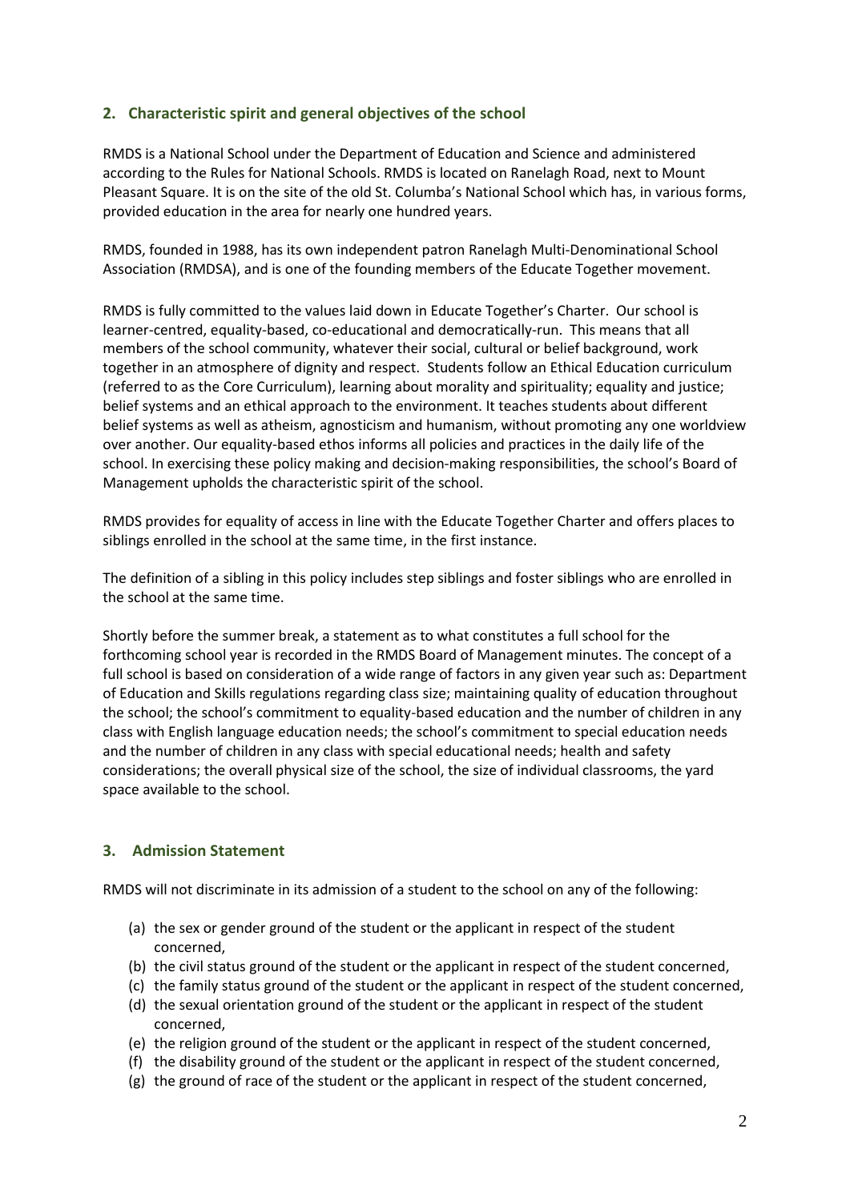## 2. Characteristic spirit and general objectives of the school

RMDS is a National School under the Department of Education and Science and administered according to the Rules for National Schools. RMDS is located on Ranelagh Road, next to Mount Pleasant Square. It is on the site of the old St. Columba's National School which has, in various forms, provided education in the area for nearly one hundred years.

RMDS, founded in 1988, has its own independent patron Ranelagh Multi-Denominational School Association (RMDSA), and is one of the founding members of the Educate Together movement.

RMDS is fully committed to the values laid down in Educate Together's Charter. Our school is learner-centred, equality-based, co-educational and democratically-run. This means that all members of the school community, whatever their social, cultural or belief background, work together in an atmosphere of dignity and respect. Students follow an Ethical Education curriculum (referred to as the Core Curriculum), learning about morality and spirituality; equality and justice; belief systems and an ethical approach to the environment. It teaches students about different belief systems as well as atheism, agnosticism and humanism, without promoting any one worldview over another. Our equality-based ethos informs all policies and practices in the daily life of the school. In exercising these policy making and decision-making responsibilities, the school's Board of Management upholds the characteristic spirit of the school.

RMDS provides for equality of access in line with the Educate Together Charter and offers places to siblings enrolled in the school at the same time, in the first instance.

The definition of a sibling in this policy includes step siblings and foster siblings who are enrolled in the school at the same time.

Shortly before the summer break, a statement as to what constitutes a full school for the forthcoming school year is recorded in the RMDS Board of Management minutes. The concept of a full school is based on consideration of a wide range of factors in any given year such as: Department of Education and Skills regulations regarding class size; maintaining quality of education throughout the school; the school's commitment to equality-based education and the number of children in any class with English language education needs; the school's commitment to special education needs and the number of children in any class with special educational needs; health and safety considerations; the overall physical size of the school, the size of individual classrooms, the yard space available to the school.

## 3. Admission Statement

RMDS will not discriminate in its admission of a student to the school on any of the following:

(a) the sex or gender ground of the student or the applicant in respect of the student concerned,
(b) the civil status ground of the student or the applicant in respect of the student concerned,
(c) the family status ground of the student or the applicant in respect of the student concerned,
(d) the sexual orientation ground of the student or the applicant in respect of the student concerned,
(e) the religion ground of the student or the applicant in respect of the student concerned,
(f) the disability ground of the student or the applicant in respect of the student concerned,
(g) the ground of race of the student or the applicant in respect of the student concerned,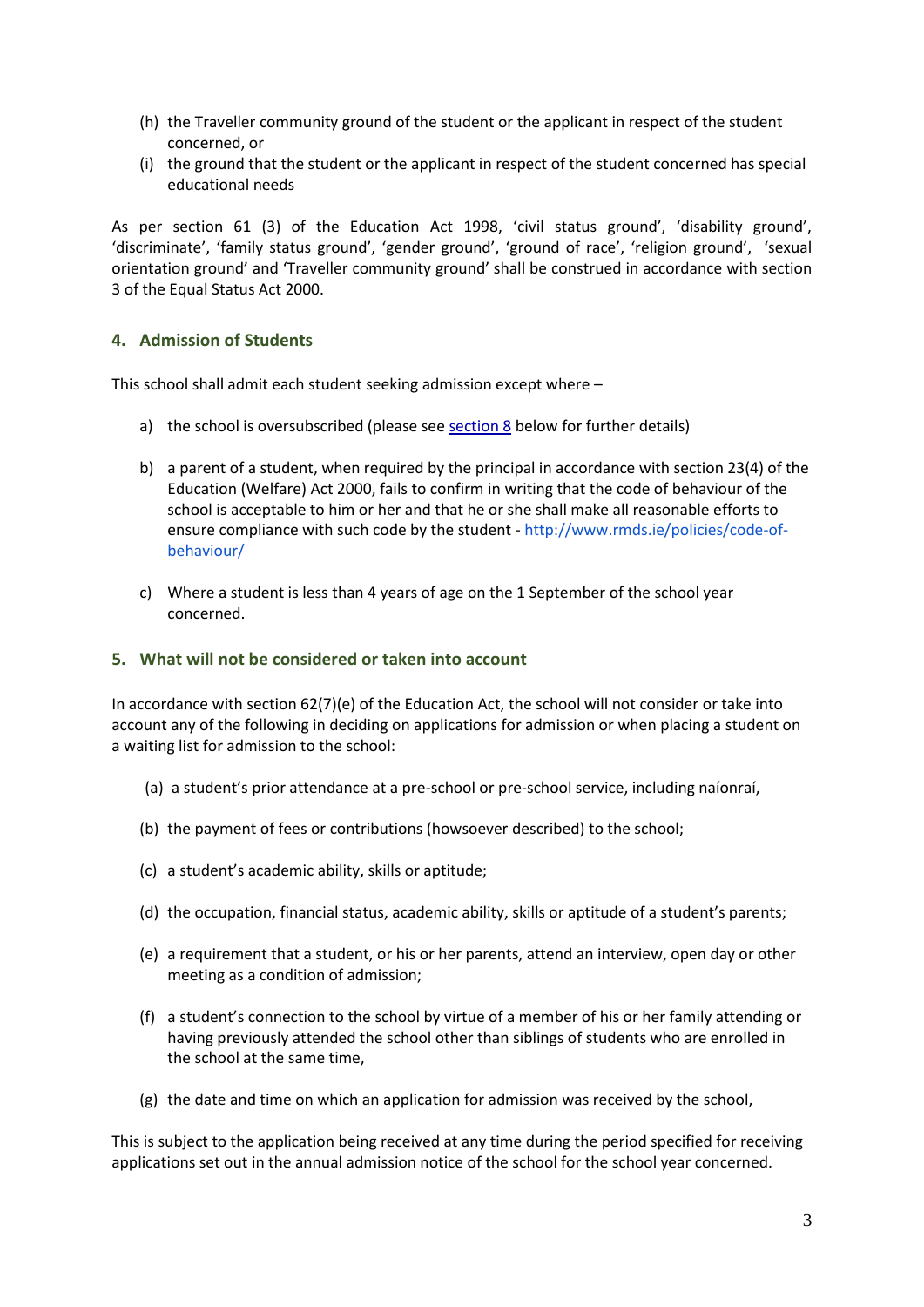(h) the Traveller community ground of the student or the applicant in respect of the student concerned, or

(i) the ground that the student or the applicant in respect of the student concerned has special educational needs

As per section 61 (3) of the Education Act 1998, 'civil status ground', 'disability ground', 'discriminate', 'family status ground', 'gender ground', 'ground of race', 'religion ground', 'sexual orientation ground' and 'Traveller community ground' shall be construed in accordance with section 3 of the Equal Status Act 2000.

## 4. Admission of Students

This school shall admit each student seeking admission except where –

a) the school is oversubscribed (please see [section 8](#) below for further details)

b) a parent of a student, when required by the principal in accordance with section 23(4) of the Education (Welfare) Act 2000, fails to confirm in writing that the code of behaviour of the school is acceptable to him or her and that he or she shall make all reasonable efforts to ensure compliance with such code by the student - [http://www.rmds.ie/policies/code-of-behaviour/](http://www.rmds.ie/policies/code-of-behaviour/)

c) Where a student is less than 4 years of age on the 1 September of the school year concerned.

## 5. What will not be considered or taken into account

In accordance with section 62(7)(e) of the Education Act, the school will not consider or take into account any of the following in deciding on applications for admission or when placing a student on a waiting list for admission to the school:

(a) a student's prior attendance at a pre-school or pre-school service, including naíonraí,

(b) the payment of fees or contributions (howsoever described) to the school;

(c) a student's academic ability, skills or aptitude;

(d) the occupation, financial status, academic ability, skills or aptitude of a student's parents;

(e) a requirement that a student, or his or her parents, attend an interview, open day or other meeting as a condition of admission;

(f) a student's connection to the school by virtue of a member of his or her family attending or having previously attended the school other than siblings of students who are enrolled in the school at the same time,

(g) the date and time on which an application for admission was received by the school,

This is subject to the application being received at any time during the period specified for receiving applications set out in the annual admission notice of the school for the school year concerned.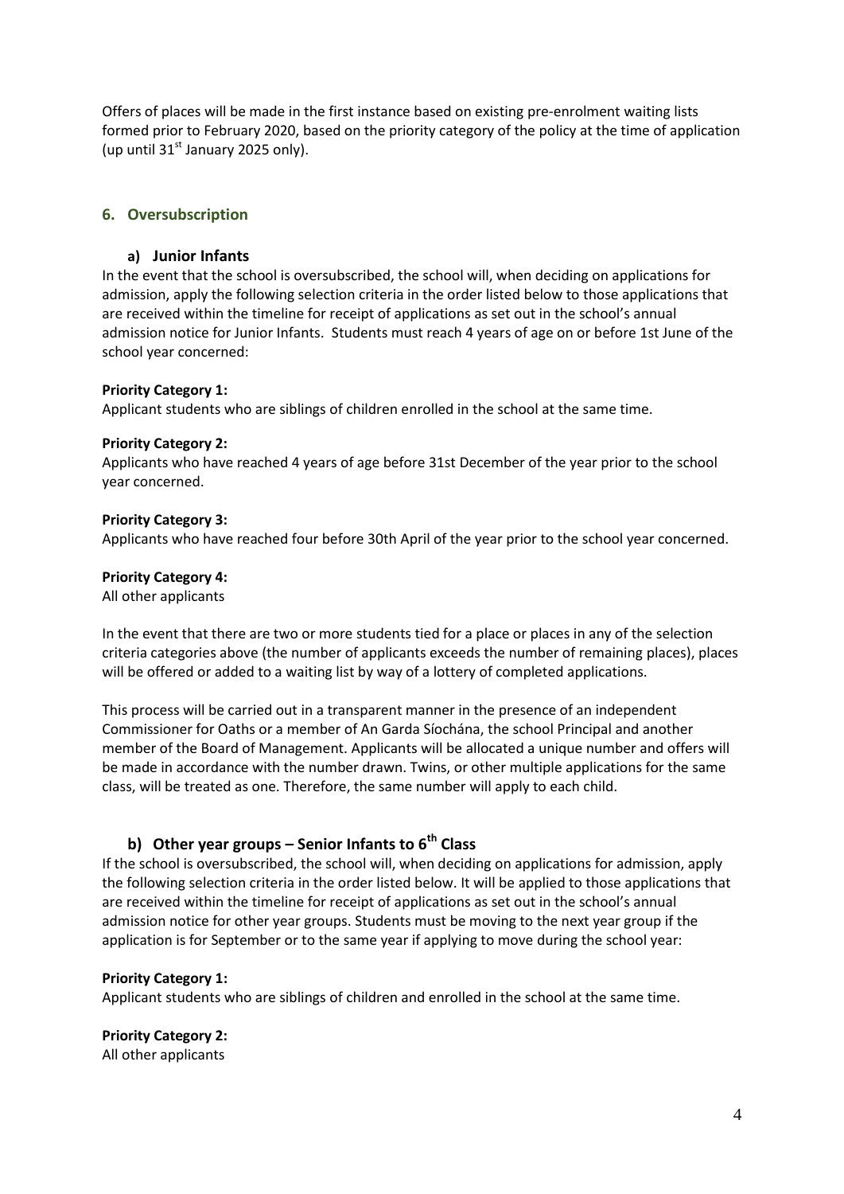Offers of places will be made in the first instance based on existing pre-enrolment waiting lists formed prior to February 2020, based on the priority category of the policy at the time of application (up until 31st January 2025 only).

## 6. Oversubscription

### a) Junior Infants

In the event that the school is oversubscribed, the school will, when deciding on applications for admission, apply the following selection criteria in the order listed below to those applications that are received within the timeline for receipt of applications as set out in the school's annual admission notice for Junior Infants. Students must reach 4 years of age on or before 1st June of the school year concerned:

**Priority Category 1:**
Applicant students who are siblings of children enrolled in the school at the same time.

**Priority Category 2:**
Applicants who have reached 4 years of age before 31st December of the year prior to the school year concerned.

**Priority Category 3:**
Applicants who have reached four before 30th April of the year prior to the school year concerned.

**Priority Category 4:**
All other applicants

In the event that there are two or more students tied for a place or places in any of the selection criteria categories above (the number of applicants exceeds the number of remaining places), places will be offered or added to a waiting list by way of a lottery of completed applications.

This process will be carried out in a transparent manner in the presence of an independent Commissioner for Oaths or a member of An Garda Síochána, the school Principal and another member of the Board of Management. Applicants will be allocated a unique number and offers will be made in accordance with the number drawn. Twins, or other multiple applications for the same class, will be treated as one. Therefore, the same number will apply to each child.

### b) Other year groups – Senior Infants to 6th Class

If the school is oversubscribed, the school will, when deciding on applications for admission, apply the following selection criteria in the order listed below. It will be applied to those applications that are received within the timeline for receipt of applications as set out in the school's annual admission notice for other year groups. Students must be moving to the next year group if the application is for September or to the same year if applying to move during the school year:

**Priority Category 1:**
Applicant students who are siblings of children and enrolled in the school at the same time.

**Priority Category 2:**
All other applicants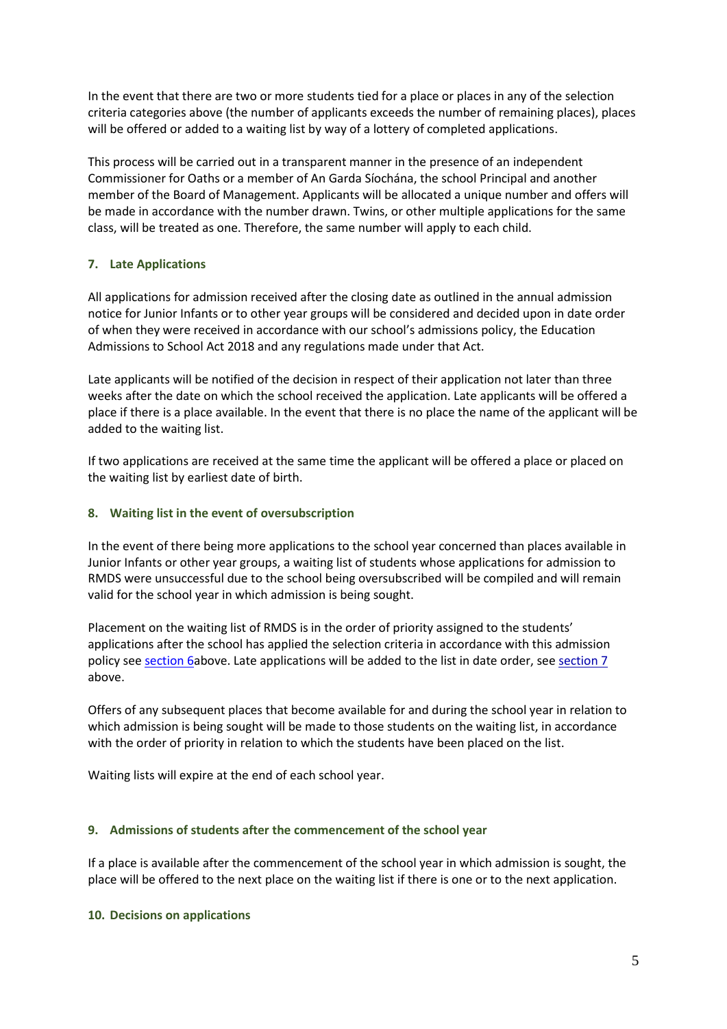In the event that there are two or more students tied for a place or places in any of the selection criteria categories above (the number of applicants exceeds the number of remaining places), places will be offered or added to a waiting list by way of a lottery of completed applications.

This process will be carried out in a transparent manner in the presence of an independent Commissioner for Oaths or a member of An Garda Síochána, the school Principal and another member of the Board of Management. Applicants will be allocated a unique number and offers will be made in accordance with the number drawn. Twins, or other multiple applications for the same class, will be treated as one. Therefore, the same number will apply to each child.

## 7. Late Applications

All applications for admission received after the closing date as outlined in the annual admission notice for Junior Infants or to other year groups will be considered and decided upon in date order of when they were received in accordance with our school's admissions policy, the Education Admissions to School Act 2018 and any regulations made under that Act.

Late applicants will be notified of the decision in respect of their application not later than three weeks after the date on which the school received the application. Late applicants will be offered a place if there is a place available. In the event that there is no place the name of the applicant will be added to the waiting list.

If two applications are received at the same time the applicant will be offered a place or placed on the waiting list by earliest date of birth.

## 8. Waiting list in the event of oversubscription

In the event of there being more applications to the school year concerned than places available in Junior Infants or other year groups, a waiting list of students whose applications for admission to RMDS were unsuccessful due to the school being oversubscribed will be compiled and will remain valid for the school year in which admission is being sought.

Placement on the waiting list of RMDS is in the order of priority assigned to the students' applications after the school has applied the selection criteria in accordance with this admission policy see section 6above. Late applications will be added to the list in date order, see section 7 above.

Offers of any subsequent places that become available for and during the school year in relation to which admission is being sought will be made to those students on the waiting list, in accordance with the order of priority in relation to which the students have been placed on the list.

Waiting lists will expire at the end of each school year.

## 9. Admissions of students after the commencement of the school year

If a place is available after the commencement of the school year in which admission is sought, the place will be offered to the next place on the waiting list if there is one or to the next application.

## 10. Decisions on applications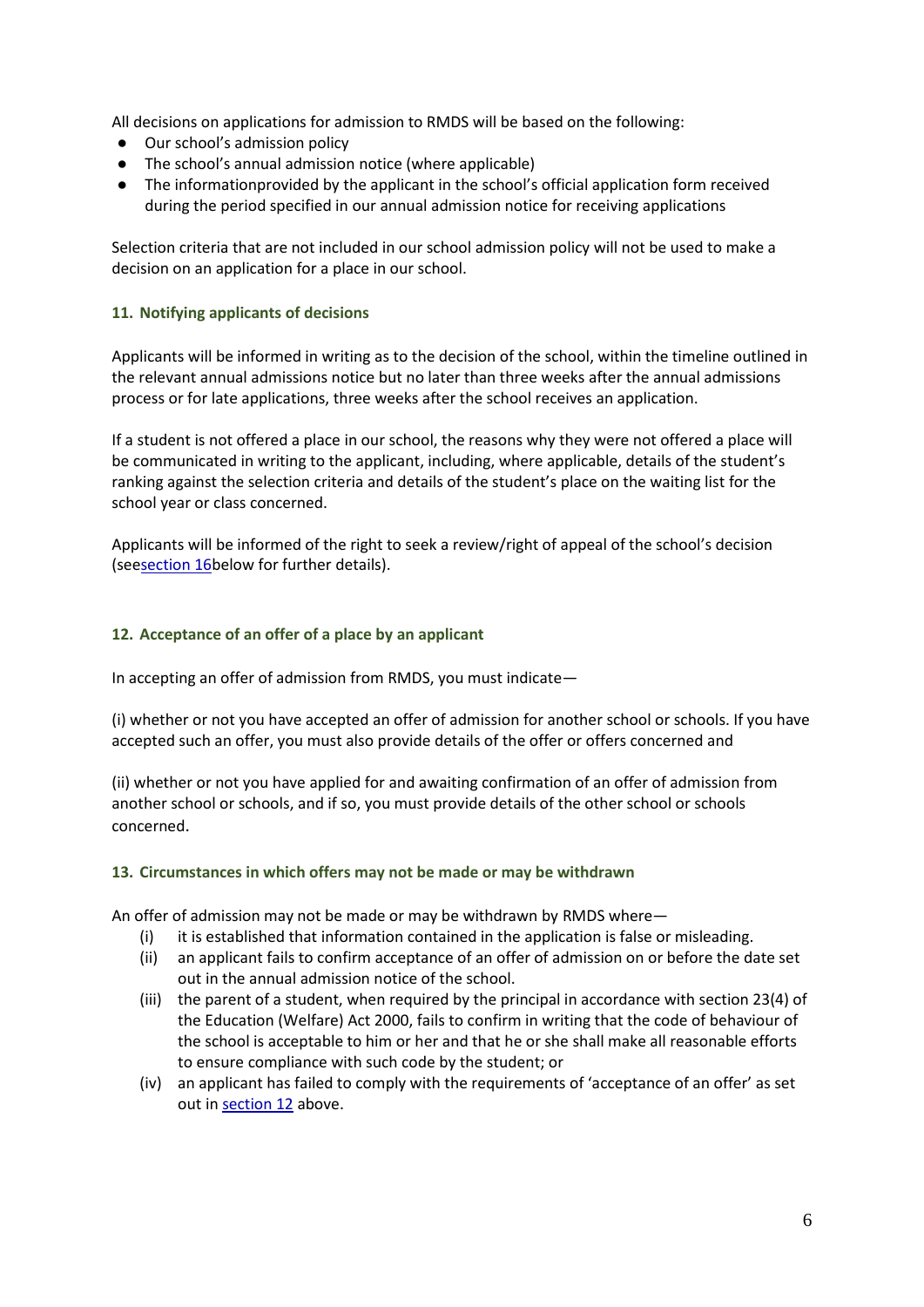All decisions on applications for admission to RMDS will be based on the following:

- Our school's admission policy
- The school's annual admission notice (where applicable)
- The informationprovided by the applicant in the school's official application form received during the period specified in our annual admission notice for receiving applications

Selection criteria that are not included in our school admission policy will not be used to make a decision on an application for a place in our school.

### 11. Notifying applicants of decisions

Applicants will be informed in writing as to the decision of the school, within the timeline outlined in the relevant annual admissions notice but no later than three weeks after the annual admissions process or for late applications, three weeks after the school receives an application.

If a student is not offered a place in our school, the reasons why they were not offered a place will be communicated in writing to the applicant, including, where applicable, details of the student's ranking against the selection criteria and details of the student's place on the waiting list for the school year or class concerned.

Applicants will be informed of the right to seek a review/right of appeal of the school's decision (seesection 16below for further details).

### 12. Acceptance of an offer of a place by an applicant

In accepting an offer of admission from RMDS, you must indicate—

(i) whether or not you have accepted an offer of admission for another school or schools. If you have accepted such an offer, you must also provide details of the offer or offers concerned and

(ii) whether or not you have applied for and awaiting confirmation of an offer of admission from another school or schools, and if so, you must provide details of the other school or schools concerned.

### 13. Circumstances in which offers may not be made or may be withdrawn

An offer of admission may not be made or may be withdrawn by RMDS where—

(i) it is established that information contained in the application is false or misleading.

(ii) an applicant fails to confirm acceptance of an offer of admission on or before the date set out in the annual admission notice of the school.

(iii) the parent of a student, when required by the principal in accordance with section 23(4) of the Education (Welfare) Act 2000, fails to confirm in writing that the code of behaviour of the school is acceptable to him or her and that he or she shall make all reasonable efforts to ensure compliance with such code by the student; or

(iv) an applicant has failed to comply with the requirements of 'acceptance of an offer' as set out in section 12 above.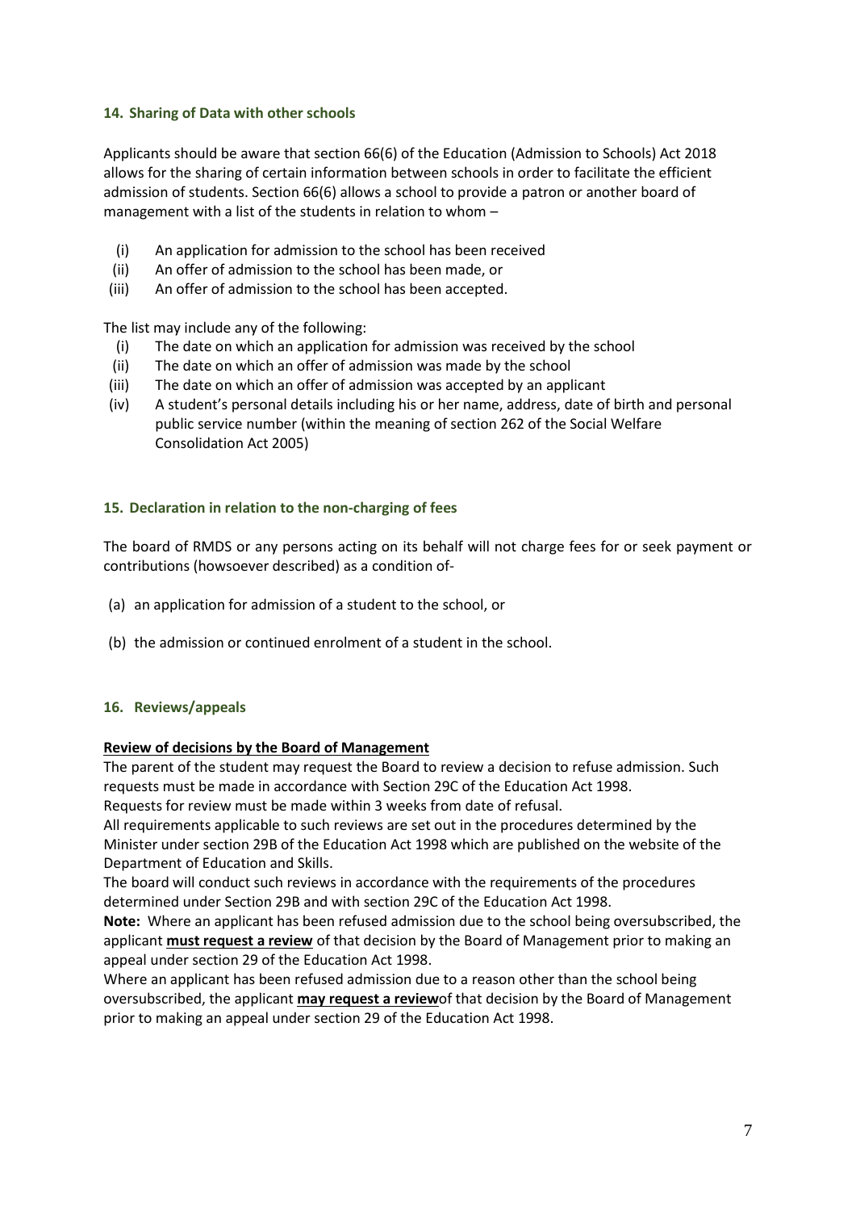## 14. Sharing of Data with other schools

Applicants should be aware that section 66(6) of the Education (Admission to Schools) Act 2018 allows for the sharing of certain information between schools in order to facilitate the efficient admission of students. Section 66(6) allows a school to provide a patron or another board of management with a list of the students in relation to whom –

(i) An application for admission to the school has been received
(ii) An offer of admission to the school has been made, or
(iii) An offer of admission to the school has been accepted.

The list may include any of the following:

(i) The date on which an application for admission was received by the school
(ii) The date on which an offer of admission was made by the school
(iii) The date on which an offer of admission was accepted by an applicant
(iv) A student's personal details including his or her name, address, date of birth and personal public service number (within the meaning of section 262 of the Social Welfare Consolidation Act 2005)

## 15. Declaration in relation to the non-charging of fees

The board of RMDS or any persons acting on its behalf will not charge fees for or seek payment or contributions (howsoever described) as a condition of-

(a) an application for admission of a student to the school, or

(b) the admission or continued enrolment of a student in the school.

## 16. Reviews/appeals

**Review of decisions by the Board of Management**

The parent of the student may request the Board to review a decision to refuse admission. Such requests must be made in accordance with Section 29C of the Education Act 1998.

Requests for review must be made within 3 weeks from date of refusal.

All requirements applicable to such reviews are set out in the procedures determined by the Minister under section 29B of the Education Act 1998 which are published on the website of the Department of Education and Skills.

The board will conduct such reviews in accordance with the requirements of the procedures determined under Section 29B and with section 29C of the Education Act 1998.

**Note:** Where an applicant has been refused admission due to the school being oversubscribed, the applicant **must request a review** of that decision by the Board of Management prior to making an appeal under section 29 of the Education Act 1998.

Where an applicant has been refused admission due to a reason other than the school being oversubscribed, the applicant **may request a review**of that decision by the Board of Management prior to making an appeal under section 29 of the Education Act 1998.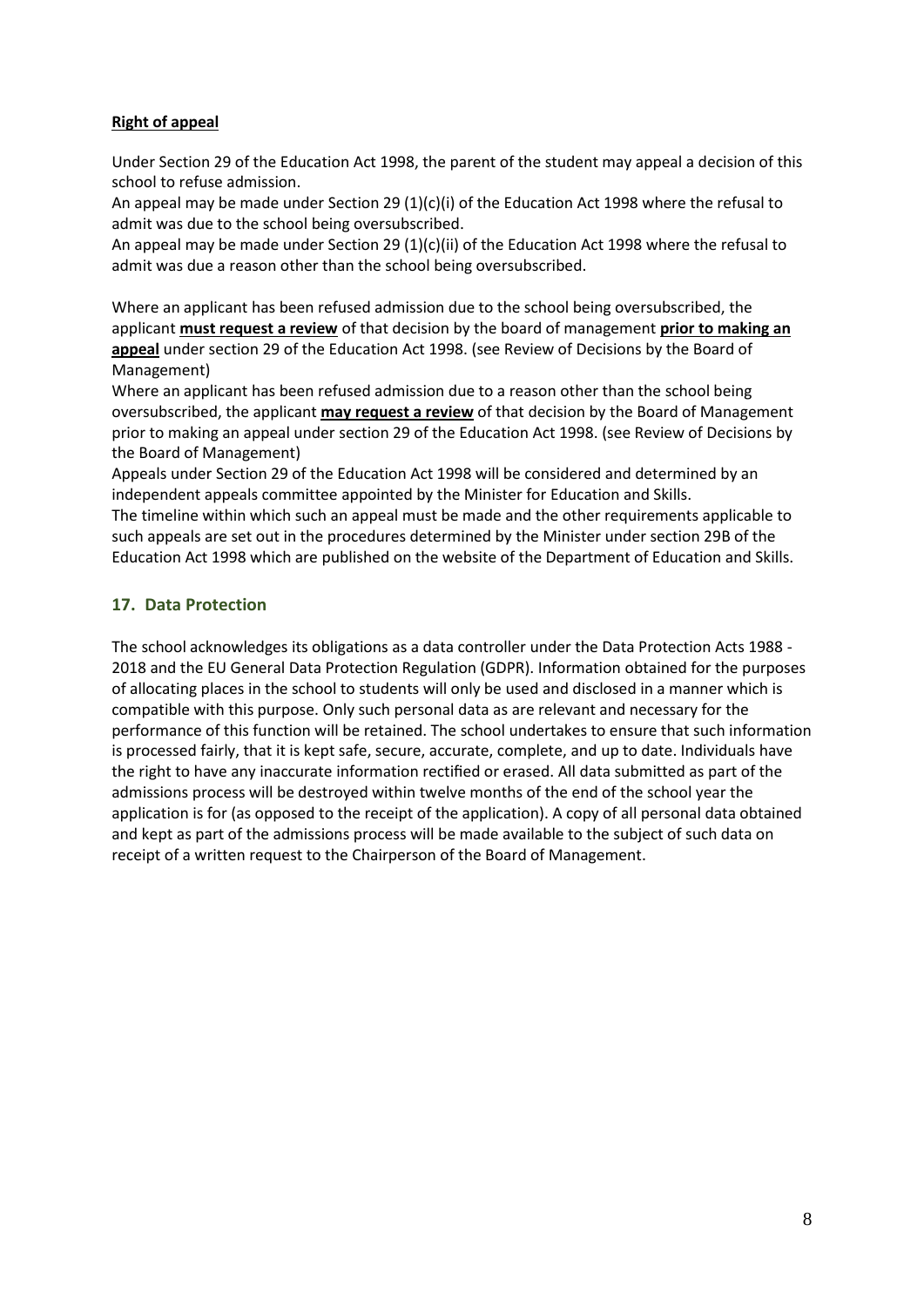**Right of appeal**

Under Section 29 of the Education Act 1998, the parent of the student may appeal a decision of this school to refuse admission.
An appeal may be made under Section 29 (1)(c)(i) of the Education Act 1998 where the refusal to admit was due to the school being oversubscribed.
An appeal may be made under Section 29 (1)(c)(ii) of the Education Act 1998 where the refusal to admit was due a reason other than the school being oversubscribed.

Where an applicant has been refused admission due to the school being oversubscribed, the applicant **must request a review** of that decision by the board of management **prior to making an appeal** under section 29 of the Education Act 1998. (see Review of Decisions by the Board of Management)
Where an applicant has been refused admission due to a reason other than the school being oversubscribed, the applicant **may request a review** of that decision by the Board of Management prior to making an appeal under section 29 of the Education Act 1998. (see Review of Decisions by the Board of Management)
Appeals under Section 29 of the Education Act 1998 will be considered and determined by an independent appeals committee appointed by the Minister for Education and Skills.
The timeline within which such an appeal must be made and the other requirements applicable to such appeals are set out in the procedures determined by the Minister under section 29B of the Education Act 1998 which are published on the website of the Department of Education and Skills.

## 17. Data Protection

The school acknowledges its obligations as a data controller under the Data Protection Acts 1988 - 2018 and the EU General Data Protection Regulation (GDPR). Information obtained for the purposes of allocating places in the school to students will only be used and disclosed in a manner which is compatible with this purpose. Only such personal data as are relevant and necessary for the performance of this function will be retained. The school undertakes to ensure that such information is processed fairly, that it is kept safe, secure, accurate, complete, and up to date. Individuals have the right to have any inaccurate information rectified or erased. All data submitted as part of the admissions process will be destroyed within twelve months of the end of the school year the application is for (as opposed to the receipt of the application). A copy of all personal data obtained and kept as part of the admissions process will be made available to the subject of such data on receipt of a written request to the Chairperson of the Board of Management.